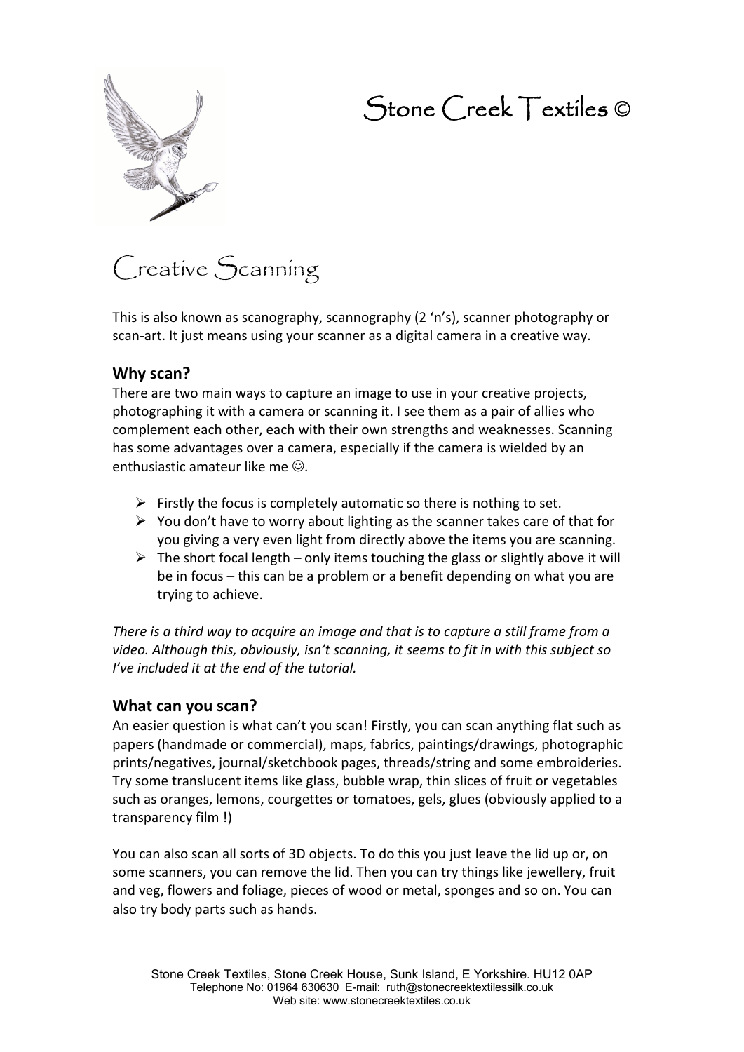# Stone Creek Textiles ©

## Creative Scanning

This is also known as scanography, scannography (2 'n's), scanner photography or scan-art. It just means using your scanner as a digital camera in a creative way.

### Why scan?

There are two main ways to capture an image to use in your creative projects, photographing it with a camera or scanning it. I see them as a pair of allies who complement each other, each with their own strengths and weaknesses. Scanning has some advantages over a camera, especially if the camera is wielded by an enthusiastic amateur like me ☺.

- Firstly the focus is completely automatic so there is nothing to set.
- You don't have to worry about lighting as the scanner takes care of that for you giving a very even light from directly above the items you are scanning.
- The short focal length – only items touching the glass or slightly above it will be in focus – this can be a problem or a benefit depending on what you are trying to achieve.

*There is a third way to acquire an image and that is to capture a still frame from a video. Although this, obviously, isn't scanning, it seems to fit in with this subject so I've included it at the end of the tutorial.*

### What can you scan?

An easier question is what can't you scan! Firstly, you can scan anything flat such as papers (handmade or commercial), maps, fabrics, paintings/drawings, photographic prints/negatives, journal/sketchbook pages, threads/string and some embroideries. Try some translucent items like glass, bubble wrap, thin slices of fruit or vegetables such as oranges, lemons, courgettes or tomatoes, gels, glues (obviously applied to a transparency film !)

You can also scan all sorts of 3D objects. To do this you just leave the lid up or, on some scanners, you can remove the lid. Then you can try things like jewellery, fruit and veg, flowers and foliage, pieces of wood or metal, sponges and so on. You can also try body parts such as hands.

Stone Creek Textiles, Stone Creek House, Sunk Island, E Yorkshire. HU12 0AP
Telephone No: 01964 630630 E-mail: ruth@stonecreektextilessilk.co.uk
Web site: www.stonecreektextiles.co.uk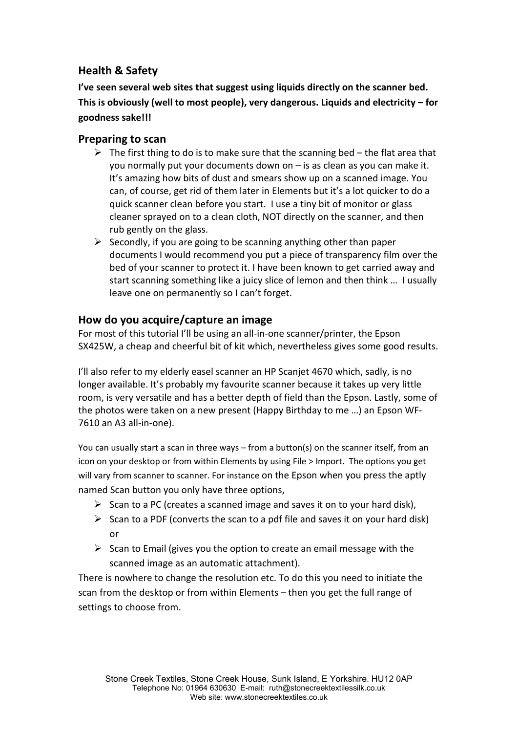## Health & Safety

**I've seen several web sites that suggest using liquids directly on the scanner bed. This is obviously (well to most people), very dangerous. Liquids and electricity – for goodness sake!!!**

## Preparing to scan

- The first thing to do is to make sure that the scanning bed – the flat area that you normally put your documents down on – is as clean as you can make it. It's amazing how bits of dust and smears show up on a scanned image. You can, of course, get rid of them later in Elements but it's a lot quicker to do a quick scanner clean before you start. I use a tiny bit of monitor or glass cleaner sprayed on to a clean cloth, NOT directly on the scanner, and then rub gently on the glass.
- Secondly, if you are going to be scanning anything other than paper documents I would recommend you put a piece of transparency film over the bed of your scanner to protect it. I have been known to get carried away and start scanning something like a juicy slice of lemon and then think … I usually leave one on permanently so I can't forget.

## How do you acquire/capture an image

For most of this tutorial I'll be using an all-in-one scanner/printer, the Epson SX425W, a cheap and cheerful bit of kit which, nevertheless gives some good results.

I'll also refer to my elderly easel scanner an HP Scanjet 4670 which, sadly, is no longer available. It's probably my favourite scanner because it takes up very little room, is very versatile and has a better depth of field than the Epson. Lastly, some of the photos were taken on a new present (Happy Birthday to me …) an Epson WF-7610 an A3 all-in-one).

You can usually start a scan in three ways – from a button(s) on the scanner itself, from an icon on your desktop or from within Elements by using File > Import. The options you get will vary from scanner to scanner. For instance on the Epson when you press the aptly named Scan button you only have three options,

- Scan to a PC (creates a scanned image and saves it on to your hard disk),
- Scan to a PDF (converts the scan to a pdf file and saves it on your hard disk) or
- Scan to Email (gives you the option to create an email message with the scanned image as an automatic attachment).

There is nowhere to change the resolution etc. To do this you need to initiate the scan from the desktop or from within Elements – then you get the full range of settings to choose from.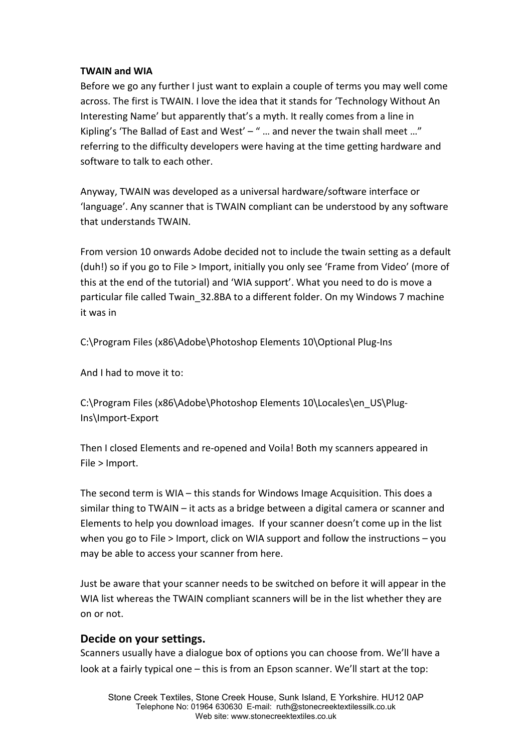**TWAIN and WIA**

Before we go any further I just want to explain a couple of terms you may well come across. The first is TWAIN. I love the idea that it stands for 'Technology Without An Interesting Name' but apparently that's a myth. It really comes from a line in Kipling's 'The Ballad of East and West' – " … and never the twain shall meet …" referring to the difficulty developers were having at the time getting hardware and software to talk to each other.

Anyway, TWAIN was developed as a universal hardware/software interface or 'language'. Any scanner that is TWAIN compliant can be understood by any software that understands TWAIN.

From version 10 onwards Adobe decided not to include the twain setting as a default (duh!) so if you go to File > Import, initially you only see 'Frame from Video' (more of this at the end of the tutorial) and 'WIA support'. What you need to do is move a particular file called Twain_32.8BA to a different folder. On my Windows 7 machine it was in

C:\Program Files (x86\Adobe\Photoshop Elements 10\Optional Plug-Ins

And I had to move it to:

C:\Program Files (x86\Adobe\Photoshop Elements 10\Locales\en_US\Plug-Ins\Import-Export

Then I closed Elements and re-opened and Voila! Both my scanners appeared in File > Import.

The second term is WIA – this stands for Windows Image Acquisition. This does a similar thing to TWAIN – it acts as a bridge between a digital camera or scanner and Elements to help you download images. If your scanner doesn't come up in the list when you go to File > Import, click on WIA support and follow the instructions – you may be able to access your scanner from here.

Just be aware that your scanner needs to be switched on before it will appear in the WIA list whereas the TWAIN compliant scanners will be in the list whether they are on or not.

## Decide on your settings.

Scanners usually have a dialogue box of options you can choose from. We'll have a look at a fairly typical one – this is from an Epson scanner. We'll start at the top: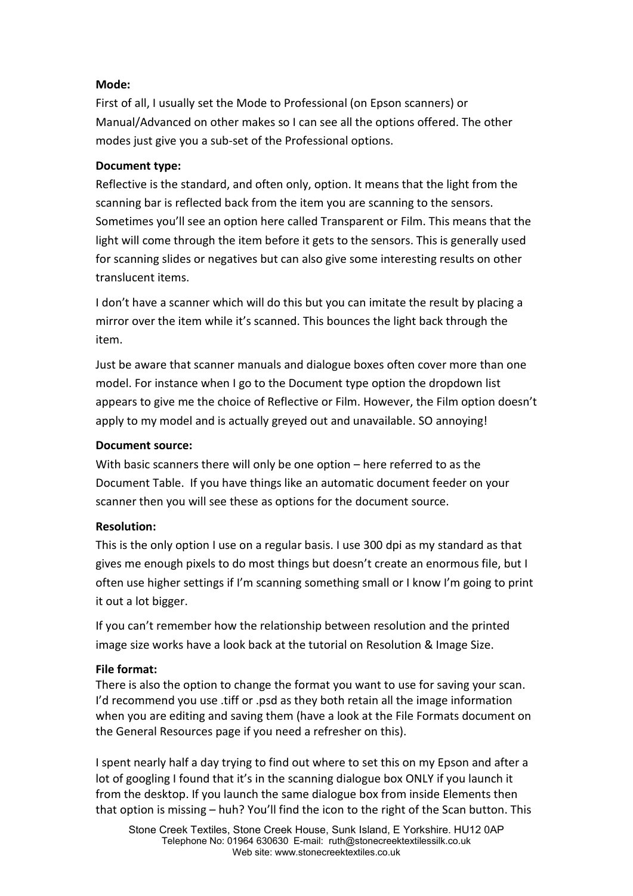**Mode:**
First of all, I usually set the Mode to Professional (on Epson scanners) or Manual/Advanced on other makes so I can see all the options offered. The other modes just give you a sub-set of the Professional options.

**Document type:**
Reflective is the standard, and often only, option. It means that the light from the scanning bar is reflected back from the item you are scanning to the sensors. Sometimes you'll see an option here called Transparent or Film. This means that the light will come through the item before it gets to the sensors. This is generally used for scanning slides or negatives but can also give some interesting results on other translucent items.

I don't have a scanner which will do this but you can imitate the result by placing a mirror over the item while it's scanned. This bounces the light back through the item.

Just be aware that scanner manuals and dialogue boxes often cover more than one model. For instance when I go to the Document type option the dropdown list appears to give me the choice of Reflective or Film. However, the Film option doesn't apply to my model and is actually greyed out and unavailable. SO annoying!

**Document source:**
With basic scanners there will only be one option – here referred to as the Document Table. If you have things like an automatic document feeder on your scanner then you will see these as options for the document source.

**Resolution:**
This is the only option I use on a regular basis. I use 300 dpi as my standard as that gives me enough pixels to do most things but doesn't create an enormous file, but I often use higher settings if I'm scanning something small or I know I'm going to print it out a lot bigger.

If you can't remember how the relationship between resolution and the printed image size works have a look back at the tutorial on Resolution & Image Size.

**File format:**
There is also the option to change the format you want to use for saving your scan. I'd recommend you use .tiff or .psd as they both retain all the image information when you are editing and saving them (have a look at the File Formats document on the General Resources page if you need a refresher on this).

I spent nearly half a day trying to find out where to set this on my Epson and after a lot of googling I found that it's in the scanning dialogue box ONLY if you launch it from the desktop. If you launch the same dialogue box from inside Elements then that option is missing – huh? You'll find the icon to the right of the Scan button. This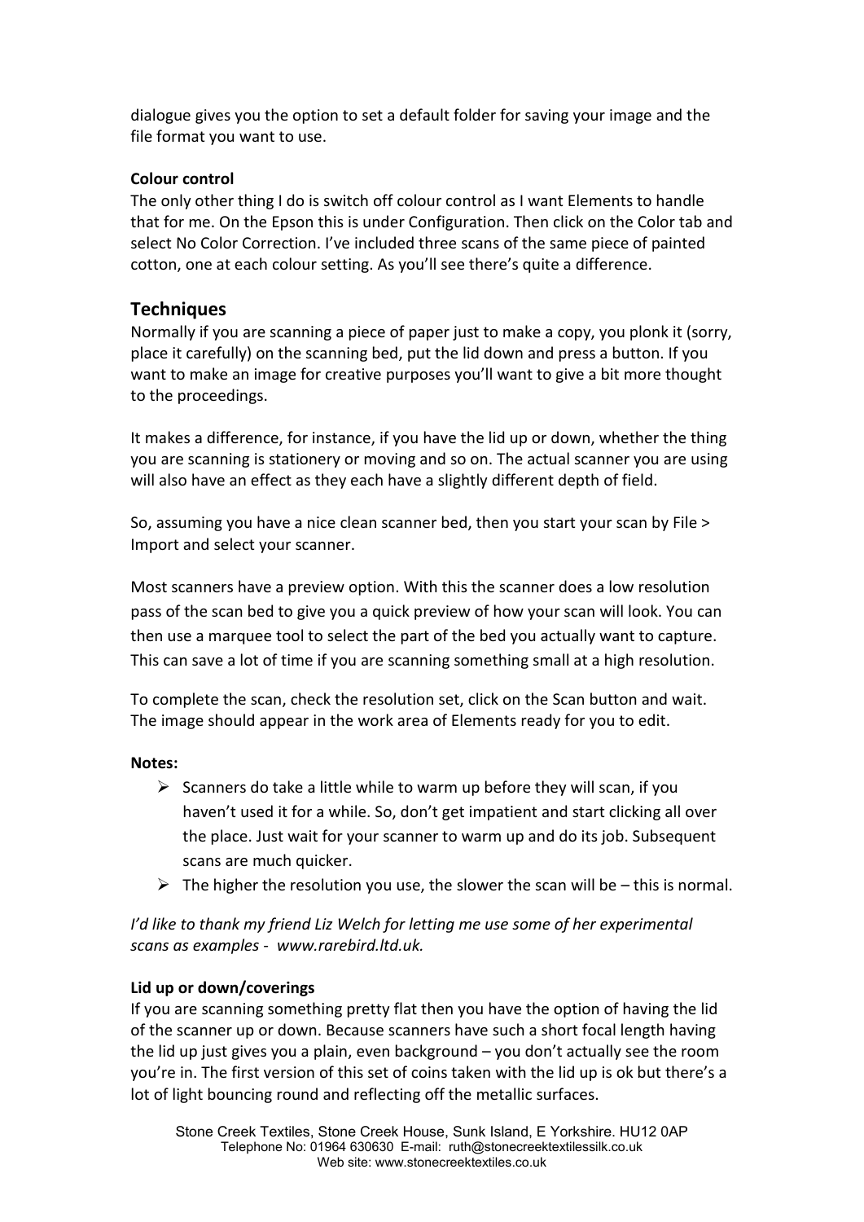dialogue gives you the option to set a default folder for saving your image and the file format you want to use.

**Colour control**

The only other thing I do is switch off colour control as I want Elements to handle that for me. On the Epson this is under Configuration. Then click on the Color tab and select No Color Correction. I've included three scans of the same piece of painted cotton, one at each colour setting. As you'll see there's quite a difference.

## Techniques

Normally if you are scanning a piece of paper just to make a copy, you plonk it (sorry, place it carefully) on the scanning bed, put the lid down and press a button. If you want to make an image for creative purposes you'll want to give a bit more thought to the proceedings.

It makes a difference, for instance, if you have the lid up or down, whether the thing you are scanning is stationery or moving and so on. The actual scanner you are using will also have an effect as they each have a slightly different depth of field.

So, assuming you have a nice clean scanner bed, then you start your scan by File > Import and select your scanner.

Most scanners have a preview option. With this the scanner does a low resolution pass of the scan bed to give you a quick preview of how your scan will look. You can then use a marquee tool to select the part of the bed you actually want to capture. This can save a lot of time if you are scanning something small at a high resolution.

To complete the scan, check the resolution set, click on the Scan button and wait. The image should appear in the work area of Elements ready for you to edit.

**Notes:**

- Scanners do take a little while to warm up before they will scan, if you haven't used it for a while. So, don't get impatient and start clicking all over the place. Just wait for your scanner to warm up and do its job. Subsequent scans are much quicker.
- The higher the resolution you use, the slower the scan will be – this is normal.

*I'd like to thank my friend Liz Welch for letting me use some of her experimental scans as examples - www.rarebird.ltd.uk.*

**Lid up or down/coverings**

If you are scanning something pretty flat then you have the option of having the lid of the scanner up or down. Because scanners have such a short focal length having the lid up just gives you a plain, even background – you don't actually see the room you're in. The first version of this set of coins taken with the lid up is ok but there's a lot of light bouncing round and reflecting off the metallic surfaces.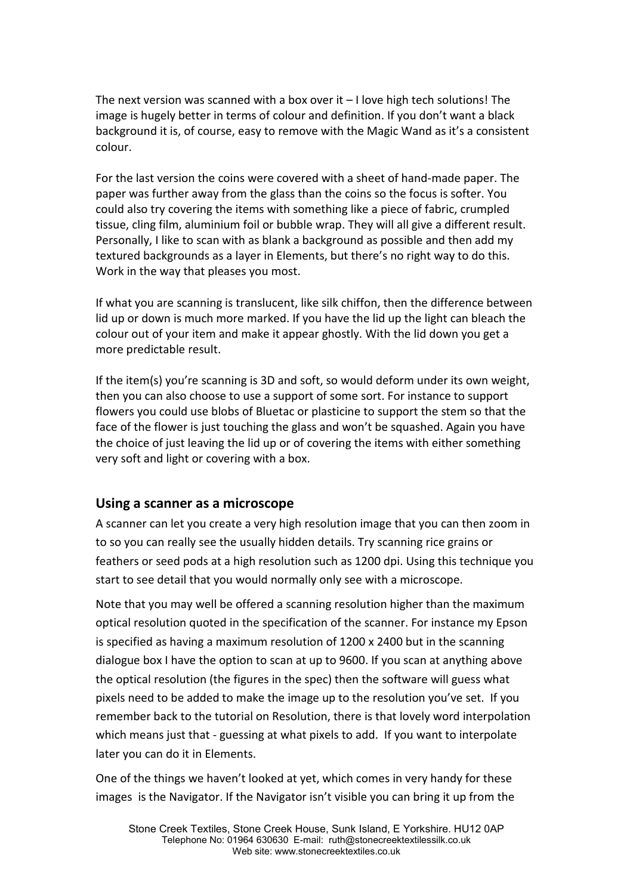The next version was scanned with a box over it – I love high tech solutions! The image is hugely better in terms of colour and definition. If you don't want a black background it is, of course, easy to remove with the Magic Wand as it's a consistent colour.

For the last version the coins were covered with a sheet of hand-made paper. The paper was further away from the glass than the coins so the focus is softer. You could also try covering the items with something like a piece of fabric, crumpled tissue, cling film, aluminium foil or bubble wrap. They will all give a different result. Personally, I like to scan with as blank a background as possible and then add my textured backgrounds as a layer in Elements, but there's no right way to do this. Work in the way that pleases you most.

If what you are scanning is translucent, like silk chiffon, then the difference between lid up or down is much more marked. If you have the lid up the light can bleach the colour out of your item and make it appear ghostly. With the lid down you get a more predictable result.

If the item(s) you're scanning is 3D and soft, so would deform under its own weight, then you can also choose to use a support of some sort. For instance to support flowers you could use blobs of Bluetac or plasticine to support the stem so that the face of the flower is just touching the glass and won't be squashed. Again you have the choice of just leaving the lid up or of covering the items with either something very soft and light or covering with a box.

## Using a scanner as a microscope

A scanner can let you create a very high resolution image that you can then zoom in to so you can really see the usually hidden details. Try scanning rice grains or feathers or seed pods at a high resolution such as 1200 dpi. Using this technique you start to see detail that you would normally only see with a microscope.

Note that you may well be offered a scanning resolution higher than the maximum optical resolution quoted in the specification of the scanner. For instance my Epson is specified as having a maximum resolution of 1200 x 2400 but in the scanning dialogue box I have the option to scan at up to 9600. If you scan at anything above the optical resolution (the figures in the spec) then the software will guess what pixels need to be added to make the image up to the resolution you've set. If you remember back to the tutorial on Resolution, there is that lovely word interpolation which means just that - guessing at what pixels to add. If you want to interpolate later you can do it in Elements.

One of the things we haven't looked at yet, which comes in very handy for these images is the Navigator. If the Navigator isn't visible you can bring it up from the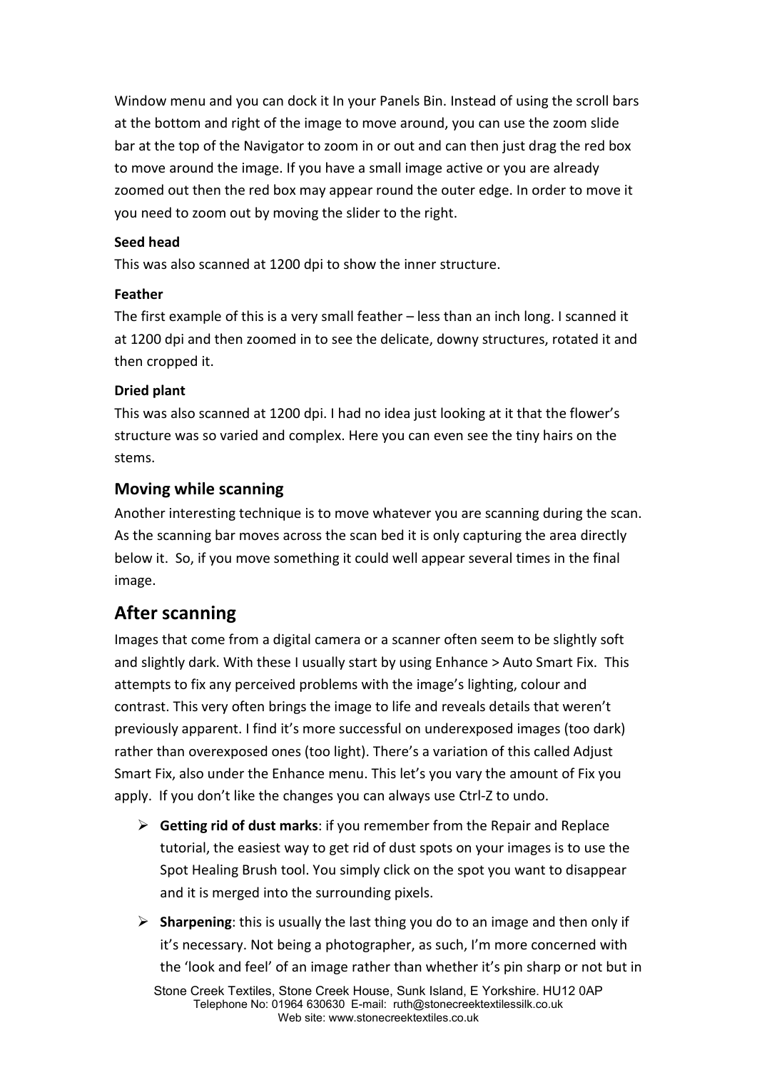Window menu and you can dock it In your Panels Bin. Instead of using the scroll bars at the bottom and right of the image to move around, you can use the zoom slide bar at the top of the Navigator to zoom in or out and can then just drag the red box to move around the image. If you have a small image active or you are already zoomed out then the red box may appear round the outer edge. In order to move it you need to zoom out by moving the slider to the right.

**Seed head**

This was also scanned at 1200 dpi to show the inner structure.

**Feather**

The first example of this is a very small feather – less than an inch long. I scanned it at 1200 dpi and then zoomed in to see the delicate, downy structures, rotated it and then cropped it.

**Dried plant**

This was also scanned at 1200 dpi. I had no idea just looking at it that the flower's structure was so varied and complex. Here you can even see the tiny hairs on the stems.

### Moving while scanning

Another interesting technique is to move whatever you are scanning during the scan. As the scanning bar moves across the scan bed it is only capturing the area directly below it. So, if you move something it could well appear several times in the final image.

## After scanning

Images that come from a digital camera or a scanner often seem to be slightly soft and slightly dark. With these I usually start by using Enhance > Auto Smart Fix. This attempts to fix any perceived problems with the image's lighting, colour and contrast. This very often brings the image to life and reveals details that weren't previously apparent. I find it's more successful on underexposed images (too dark) rather than overexposed ones (too light). There's a variation of this called Adjust Smart Fix, also under the Enhance menu. This let's you vary the amount of Fix you apply. If you don't like the changes you can always use Ctrl-Z to undo.

- **Getting rid of dust marks**: if you remember from the Repair and Replace tutorial, the easiest way to get rid of dust spots on your images is to use the Spot Healing Brush tool. You simply click on the spot you want to disappear and it is merged into the surrounding pixels.
- **Sharpening**: this is usually the last thing you do to an image and then only if it's necessary. Not being a photographer, as such, I'm more concerned with the 'look and feel' of an image rather than whether it's pin sharp or not but in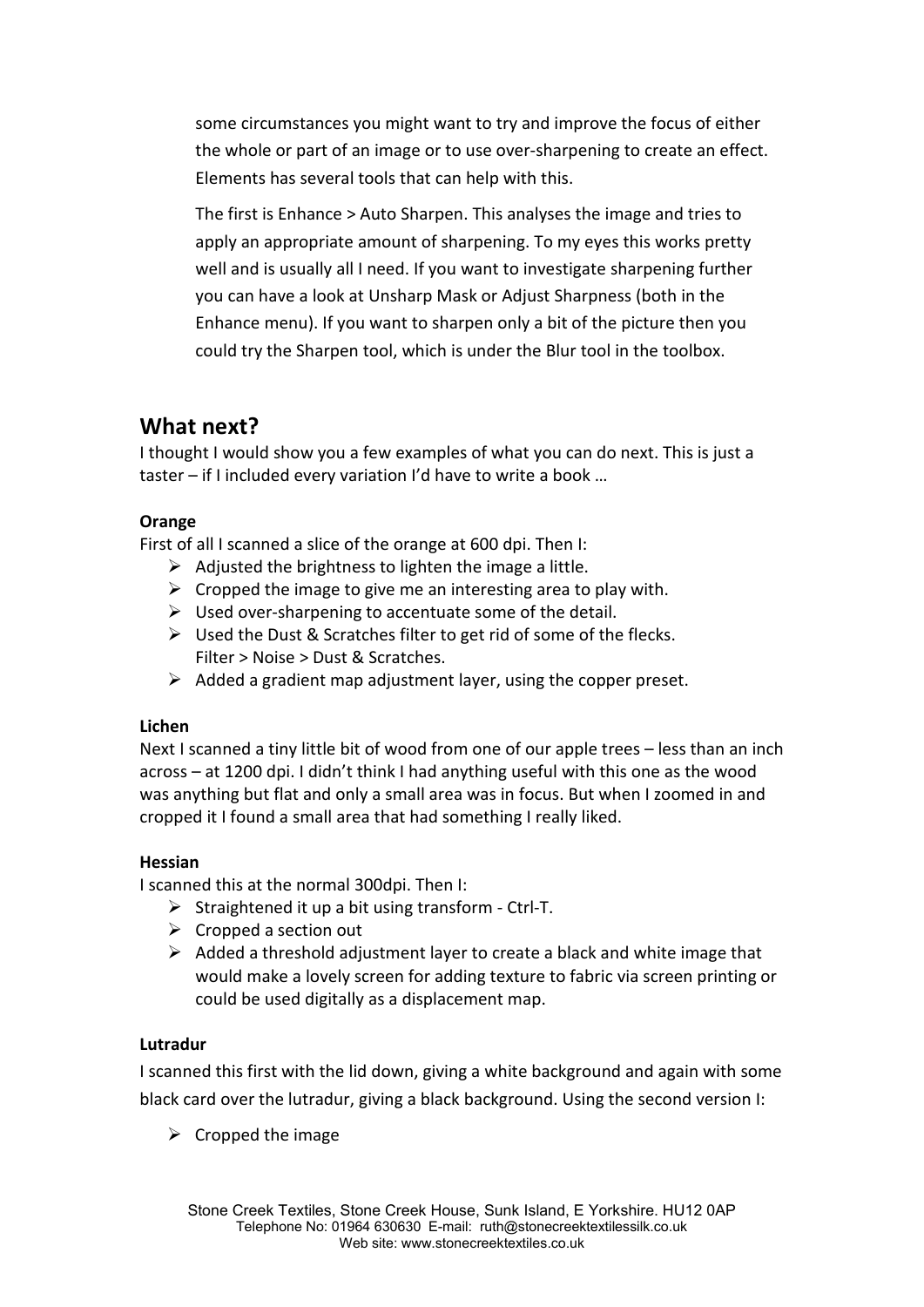some circumstances you might want to try and improve the focus of either the whole or part of an image or to use over-sharpening to create an effect. Elements has several tools that can help with this.

The first is Enhance > Auto Sharpen. This analyses the image and tries to apply an appropriate amount of sharpening. To my eyes this works pretty well and is usually all I need. If you want to investigate sharpening further you can have a look at Unsharp Mask or Adjust Sharpness (both in the Enhance menu). If you want to sharpen only a bit of the picture then you could try the Sharpen tool, which is under the Blur tool in the toolbox.

## What next?

I thought I would show you a few examples of what you can do next. This is just a taster – if I included every variation I'd have to write a book …

**Orange**

First of all I scanned a slice of the orange at 600 dpi. Then I:

- Adjusted the brightness to lighten the image a little.
- Cropped the image to give me an interesting area to play with.
- Used over-sharpening to accentuate some of the detail.
- Used the Dust & Scratches filter to get rid of some of the flecks. Filter > Noise > Dust & Scratches.
- Added a gradient map adjustment layer, using the copper preset.

**Lichen**

Next I scanned a tiny little bit of wood from one of our apple trees – less than an inch across – at 1200 dpi. I didn't think I had anything useful with this one as the wood was anything but flat and only a small area was in focus. But when I zoomed in and cropped it I found a small area that had something I really liked.

**Hessian**

I scanned this at the normal 300dpi. Then I:

- Straightened it up a bit using transform - Ctrl-T.
- Cropped a section out
- Added a threshold adjustment layer to create a black and white image that would make a lovely screen for adding texture to fabric via screen printing or could be used digitally as a displacement map.

**Lutradur**

I scanned this first with the lid down, giving a white background and again with some black card over the lutradur, giving a black background. Using the second version I:

- Cropped the image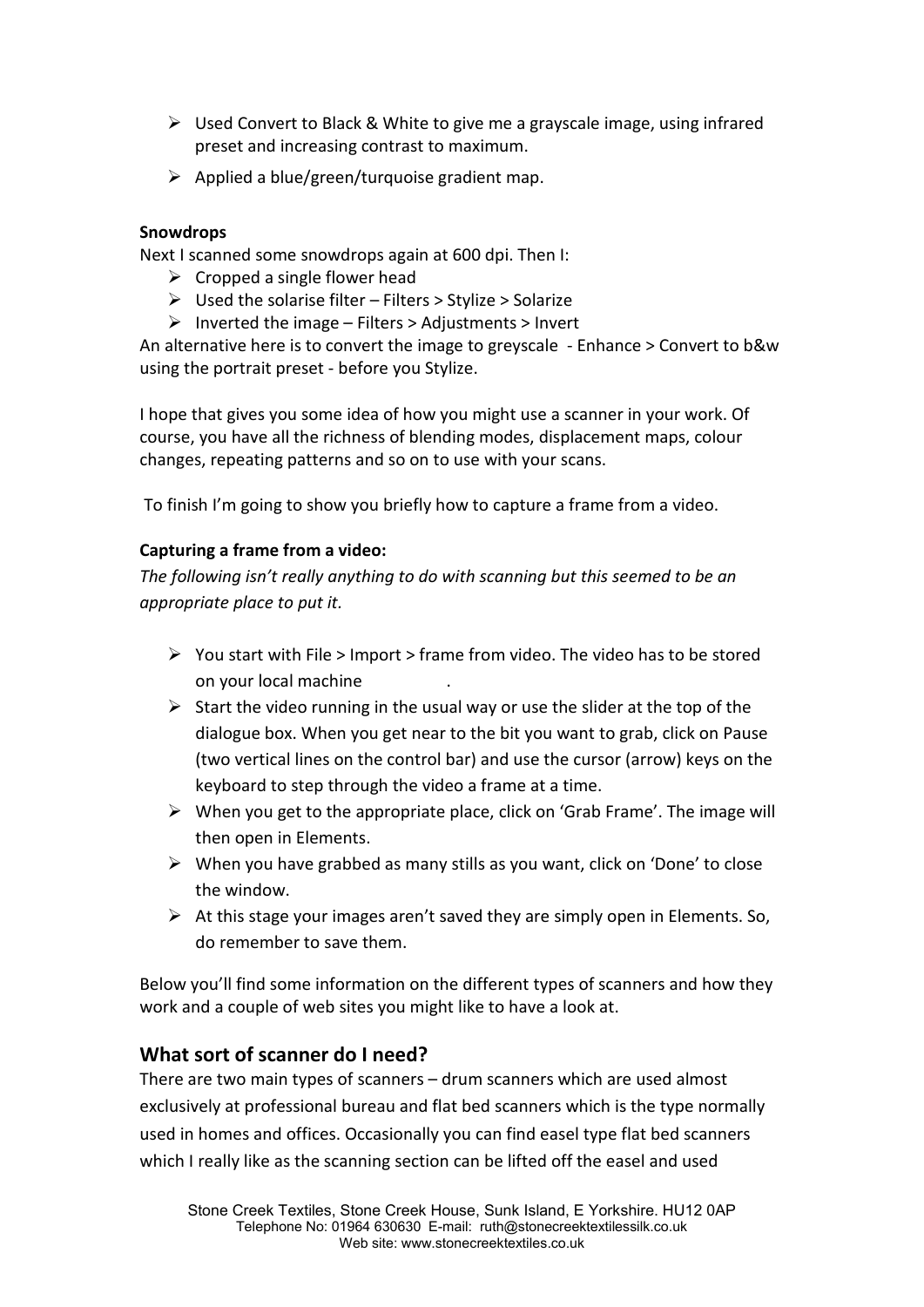- Used Convert to Black & White to give me a grayscale image, using infrared preset and increasing contrast to maximum.
- Applied a blue/green/turquoise gradient map.

**Snowdrops**

Next I scanned some snowdrops again at 600 dpi. Then I:

- Cropped a single flower head
- Used the solarise filter – Filters > Stylize > Solarize
- Inverted the image – Filters > Adjustments > Invert

An alternative here is to convert the image to greyscale - Enhance > Convert to b&w using the portrait preset - before you Stylize.

I hope that gives you some idea of how you might use a scanner in your work. Of course, you have all the richness of blending modes, displacement maps, colour changes, repeating patterns and so on to use with your scans.

To finish I'm going to show you briefly how to capture a frame from a video.

**Capturing a frame from a video:**

*The following isn't really anything to do with scanning but this seemed to be an appropriate place to put it.*

- You start with File > Import > frame from video. The video has to be stored on your local machine .
- Start the video running in the usual way or use the slider at the top of the dialogue box. When you get near to the bit you want to grab, click on Pause (two vertical lines on the control bar) and use the cursor (arrow) keys on the keyboard to step through the video a frame at a time.
- When you get to the appropriate place, click on 'Grab Frame'. The image will then open in Elements.
- When you have grabbed as many stills as you want, click on 'Done' to close the window.
- At this stage your images aren't saved they are simply open in Elements. So, do remember to save them.

Below you'll find some information on the different types of scanners and how they work and a couple of web sites you might like to have a look at.

## What sort of scanner do I need?

There are two main types of scanners – drum scanners which are used almost exclusively at professional bureau and flat bed scanners which is the type normally used in homes and offices. Occasionally you can find easel type flat bed scanners which I really like as the scanning section can be lifted off the easel and used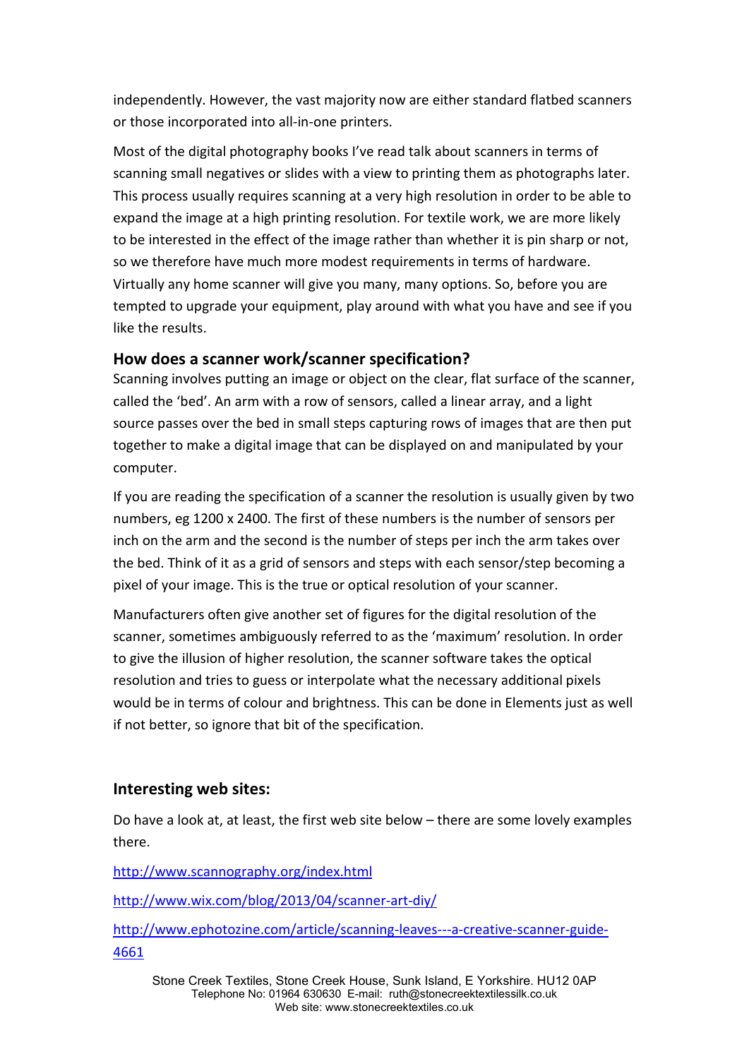independently. However, the vast majority now are either standard flatbed scanners or those incorporated into all-in-one printers.

Most of the digital photography books I've read talk about scanners in terms of scanning small negatives or slides with a view to printing them as photographs later. This process usually requires scanning at a very high resolution in order to be able to expand the image at a high printing resolution. For textile work, we are more likely to be interested in the effect of the image rather than whether it is pin sharp or not, so we therefore have much more modest requirements in terms of hardware. Virtually any home scanner will give you many, many options. So, before you are tempted to upgrade your equipment, play around with what you have and see if you like the results.

### How does a scanner work/scanner specification?

Scanning involves putting an image or object on the clear, flat surface of the scanner, called the 'bed'. An arm with a row of sensors, called a linear array, and a light source passes over the bed in small steps capturing rows of images that are then put together to make a digital image that can be displayed on and manipulated by your computer.

If you are reading the specification of a scanner the resolution is usually given by two numbers, eg 1200 x 2400. The first of these numbers is the number of sensors per inch on the arm and the second is the number of steps per inch the arm takes over the bed. Think of it as a grid of sensors and steps with each sensor/step becoming a pixel of your image. This is the true or optical resolution of your scanner.

Manufacturers often give another set of figures for the digital resolution of the scanner, sometimes ambiguously referred to as the 'maximum' resolution. In order to give the illusion of higher resolution, the scanner software takes the optical resolution and tries to guess or interpolate what the necessary additional pixels would be in terms of colour and brightness. This can be done in Elements just as well if not better, so ignore that bit of the specification.

### Interesting web sites:

Do have a look at, at least, the first web site below – there are some lovely examples there.

http://www.scannography.org/index.html

http://www.wix.com/blog/2013/04/scanner-art-diy/

http://www.ephotozine.com/article/scanning-leaves---a-creative-scanner-guide-4661

Stone Creek Textiles, Stone Creek House, Sunk Island, E Yorkshire. HU12 0AP
Telephone No: 01964 630630 E-mail: ruth@stonecreektextilessilk.co.uk
Web site: www.stonecreektextiles.co.uk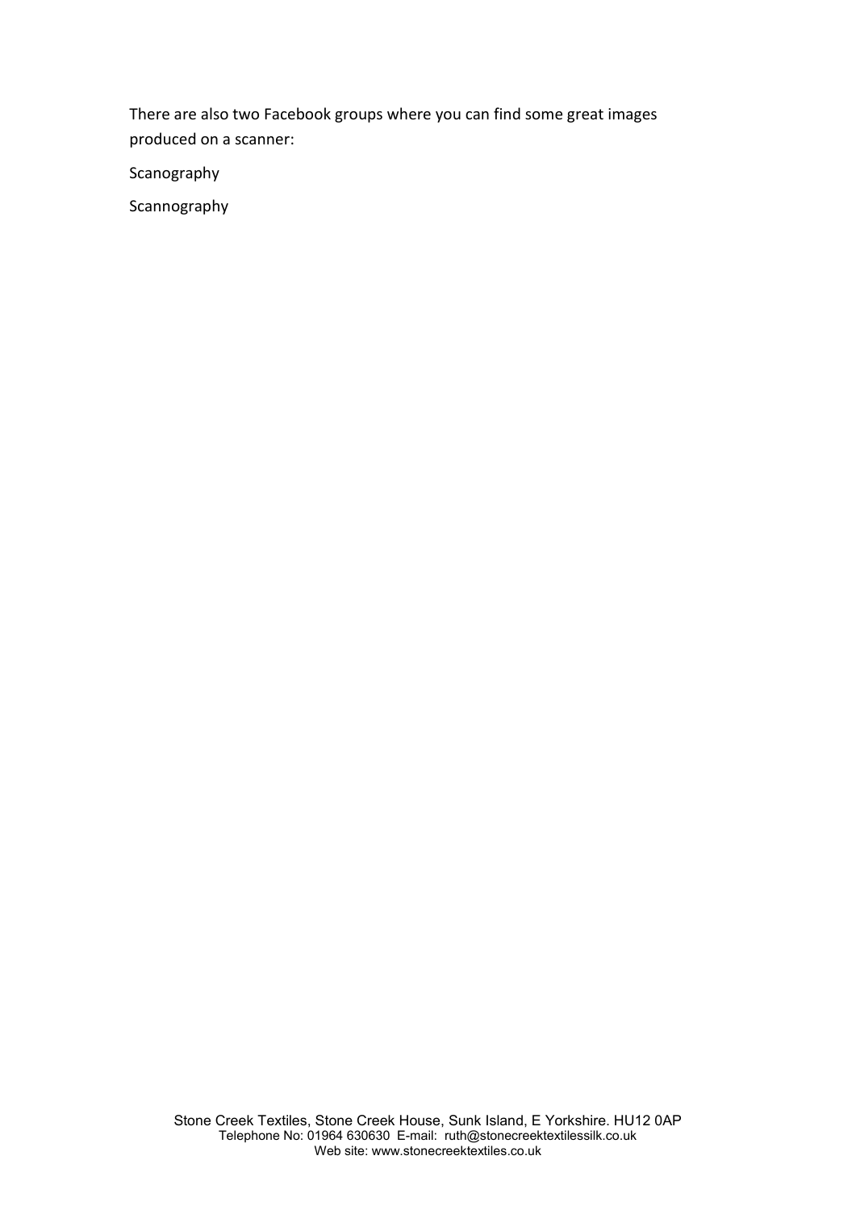There are also two Facebook groups where you can find some great images produced on a scanner:

Scanography

Scannography